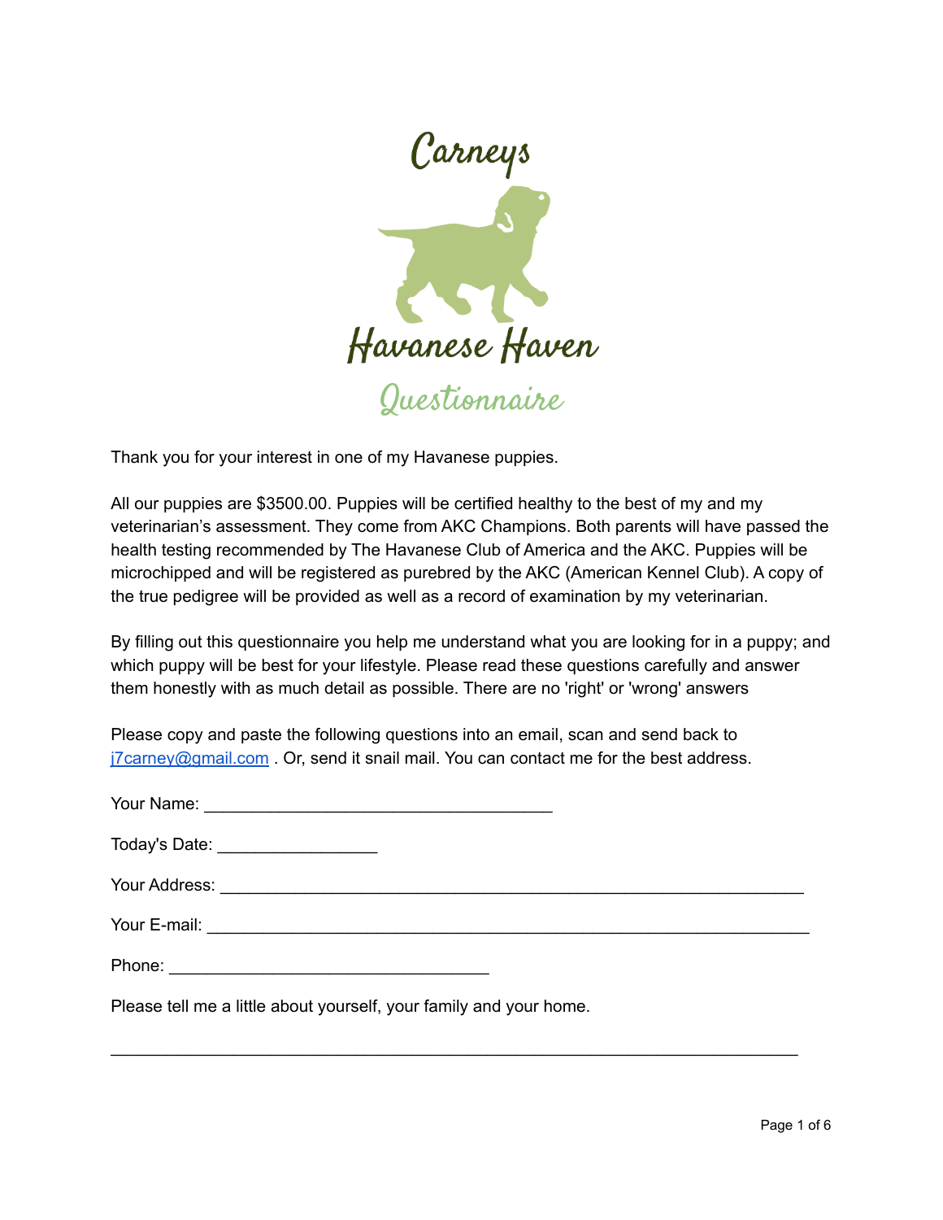# Carneys

# Havanese Haven

## Questionnaire

Thank you for your interest in one of my Havanese puppies.

All our puppies are $3500.00. Puppies will be certified healthy to the best of my and my veterinarian's assessment. They come from AKC Champions. Both parents will have passed the health testing recommended by The Havanese Club of America and the AKC. Puppies will be microchipped and will be registered as purebred by the AKC (American Kennel Club). A copy of the true pedigree will be provided as well as a record of examination by my veterinarian.

By filling out this questionnaire you help me understand what you are looking for in a puppy; and which puppy will be best for your lifestyle. Please read these questions carefully and answer them honestly with as much detail as possible. There are no 'right' or 'wrong' answers

Please copy and paste the following questions into an email, scan and send back to j7carney@gmail.com . Or, send it snail mail. You can contact me for the best address.

Your Name: ___________________________________

Today's Date: ________________

Your Address: ___________________________________________________________

Your E-mail: _____________________________________________________________

Phone: ________________________________

Please tell me a little about yourself, your family and your home.

______________________________________________________________________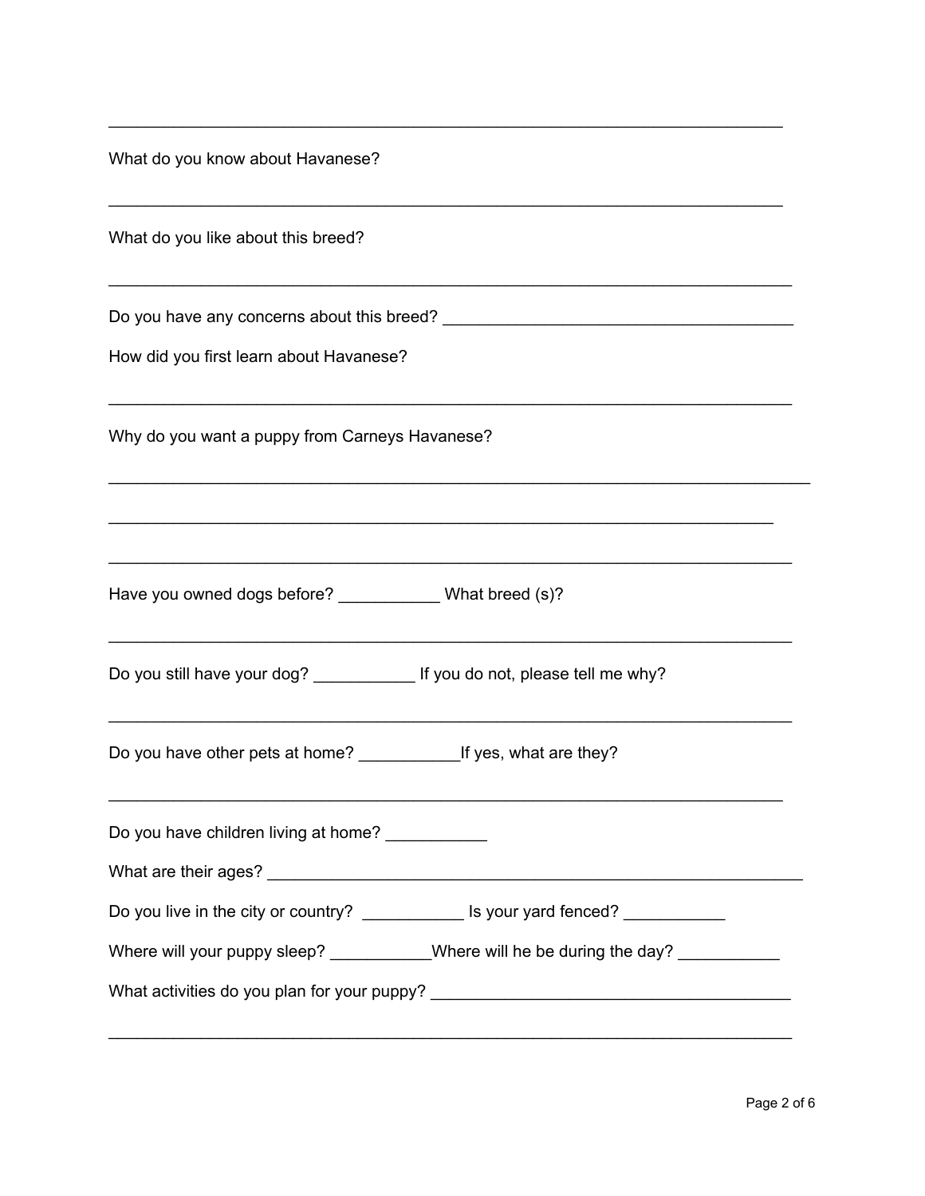___________________________________________________________________________

What do you know about Havanese?

___________________________________________________________________________

What do you like about this breed?

___________________________________________________________________________

Do you have any concerns about this breed? ___________________________________

How did you first learn about Havanese?

___________________________________________________________________________

Why do you want a puppy from Carneys Havanese?

___________________________________________________________________________

___________________________________________________________________________

___________________________________________________________________________

Have you owned dogs before? ___________ What breed (s)?

___________________________________________________________________________

Do you still have your dog? ___________ If you do not, please tell me why?

___________________________________________________________________________

Do you have other pets at home? ___________If yes, what are they?

___________________________________________________________________________

Do you have children living at home? ___________

What are their ages? ______________________________________________________

Do you live in the city or country? ___________ Is your yard fenced? ___________

Where will your puppy sleep? ___________Where will he be during the day? ___________

What activities do you plan for your puppy? ___________________________________

___________________________________________________________________________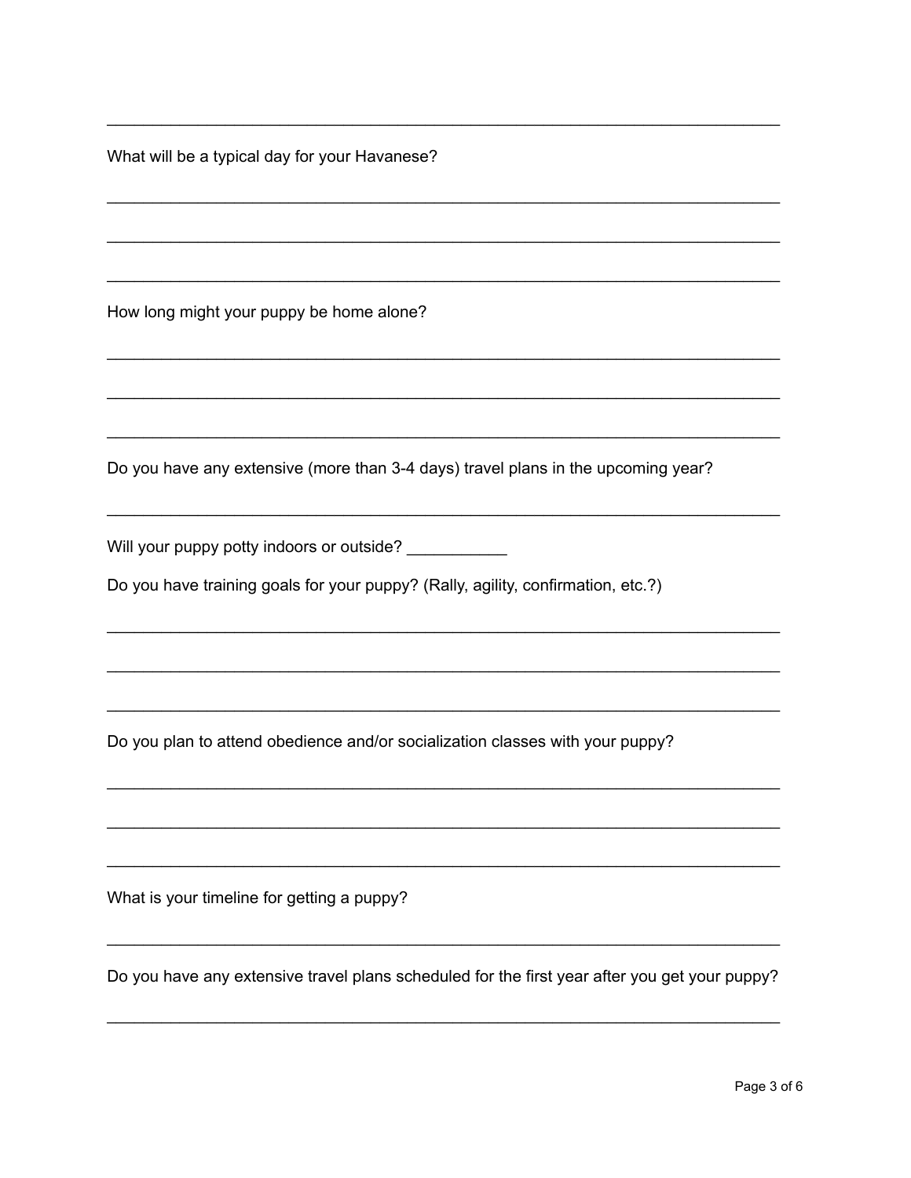\_\_\_\_\_\_\_\_\_\_\_\_\_\_\_\_\_\_\_\_\_\_\_\_\_\_\_\_\_\_\_\_\_\_\_\_\_\_\_\_\_\_\_\_\_\_\_\_\_\_\_\_\_\_\_\_\_\_\_\_\_\_\_\_\_\_\_\_\_\_

What will be a typical day for your Havanese?

\_\_\_\_\_\_\_\_\_\_\_\_\_\_\_\_\_\_\_\_\_\_\_\_\_\_\_\_\_\_\_\_\_\_\_\_\_\_\_\_\_\_\_\_\_\_\_\_\_\_\_\_\_\_\_\_\_\_\_\_\_\_\_\_\_\_\_\_\_\_

\_\_\_\_\_\_\_\_\_\_\_\_\_\_\_\_\_\_\_\_\_\_\_\_\_\_\_\_\_\_\_\_\_\_\_\_\_\_\_\_\_\_\_\_\_\_\_\_\_\_\_\_\_\_\_\_\_\_\_\_\_\_\_\_\_\_\_\_\_\_

\_\_\_\_\_\_\_\_\_\_\_\_\_\_\_\_\_\_\_\_\_\_\_\_\_\_\_\_\_\_\_\_\_\_\_\_\_\_\_\_\_\_\_\_\_\_\_\_\_\_\_\_\_\_\_\_\_\_\_\_\_\_\_\_\_\_\_\_\_\_

How long might your puppy be home alone?

\_\_\_\_\_\_\_\_\_\_\_\_\_\_\_\_\_\_\_\_\_\_\_\_\_\_\_\_\_\_\_\_\_\_\_\_\_\_\_\_\_\_\_\_\_\_\_\_\_\_\_\_\_\_\_\_\_\_\_\_\_\_\_\_\_\_\_\_\_\_

\_\_\_\_\_\_\_\_\_\_\_\_\_\_\_\_\_\_\_\_\_\_\_\_\_\_\_\_\_\_\_\_\_\_\_\_\_\_\_\_\_\_\_\_\_\_\_\_\_\_\_\_\_\_\_\_\_\_\_\_\_\_\_\_\_\_\_\_\_\_

\_\_\_\_\_\_\_\_\_\_\_\_\_\_\_\_\_\_\_\_\_\_\_\_\_\_\_\_\_\_\_\_\_\_\_\_\_\_\_\_\_\_\_\_\_\_\_\_\_\_\_\_\_\_\_\_\_\_\_\_\_\_\_\_\_\_\_\_\_\_

Do you have any extensive (more than 3-4 days) travel plans in the upcoming year?

\_\_\_\_\_\_\_\_\_\_\_\_\_\_\_\_\_\_\_\_\_\_\_\_\_\_\_\_\_\_\_\_\_\_\_\_\_\_\_\_\_\_\_\_\_\_\_\_\_\_\_\_\_\_\_\_\_\_\_\_\_\_\_\_\_\_\_\_\_\_

Will your puppy potty indoors or outside? \_\_\_\_\_\_\_\_\_\_\_

Do you have training goals for your puppy? (Rally, agility, confirmation, etc.?)

\_\_\_\_\_\_\_\_\_\_\_\_\_\_\_\_\_\_\_\_\_\_\_\_\_\_\_\_\_\_\_\_\_\_\_\_\_\_\_\_\_\_\_\_\_\_\_\_\_\_\_\_\_\_\_\_\_\_\_\_\_\_\_\_\_\_\_\_\_\_

\_\_\_\_\_\_\_\_\_\_\_\_\_\_\_\_\_\_\_\_\_\_\_\_\_\_\_\_\_\_\_\_\_\_\_\_\_\_\_\_\_\_\_\_\_\_\_\_\_\_\_\_\_\_\_\_\_\_\_\_\_\_\_\_\_\_\_\_\_\_

\_\_\_\_\_\_\_\_\_\_\_\_\_\_\_\_\_\_\_\_\_\_\_\_\_\_\_\_\_\_\_\_\_\_\_\_\_\_\_\_\_\_\_\_\_\_\_\_\_\_\_\_\_\_\_\_\_\_\_\_\_\_\_\_\_\_\_\_\_\_

Do you plan to attend obedience and/or socialization classes with your puppy?

\_\_\_\_\_\_\_\_\_\_\_\_\_\_\_\_\_\_\_\_\_\_\_\_\_\_\_\_\_\_\_\_\_\_\_\_\_\_\_\_\_\_\_\_\_\_\_\_\_\_\_\_\_\_\_\_\_\_\_\_\_\_\_\_\_\_\_\_\_\_

\_\_\_\_\_\_\_\_\_\_\_\_\_\_\_\_\_\_\_\_\_\_\_\_\_\_\_\_\_\_\_\_\_\_\_\_\_\_\_\_\_\_\_\_\_\_\_\_\_\_\_\_\_\_\_\_\_\_\_\_\_\_\_\_\_\_\_\_\_\_

\_\_\_\_\_\_\_\_\_\_\_\_\_\_\_\_\_\_\_\_\_\_\_\_\_\_\_\_\_\_\_\_\_\_\_\_\_\_\_\_\_\_\_\_\_\_\_\_\_\_\_\_\_\_\_\_\_\_\_\_\_\_\_\_\_\_\_\_\_\_

What is your timeline for getting a puppy?

\_\_\_\_\_\_\_\_\_\_\_\_\_\_\_\_\_\_\_\_\_\_\_\_\_\_\_\_\_\_\_\_\_\_\_\_\_\_\_\_\_\_\_\_\_\_\_\_\_\_\_\_\_\_\_\_\_\_\_\_\_\_\_\_\_\_\_\_\_\_

Do you have any extensive travel plans scheduled for the first year after you get your puppy?

\_\_\_\_\_\_\_\_\_\_\_\_\_\_\_\_\_\_\_\_\_\_\_\_\_\_\_\_\_\_\_\_\_\_\_\_\_\_\_\_\_\_\_\_\_\_\_\_\_\_\_\_\_\_\_\_\_\_\_\_\_\_\_\_\_\_\_\_\_\_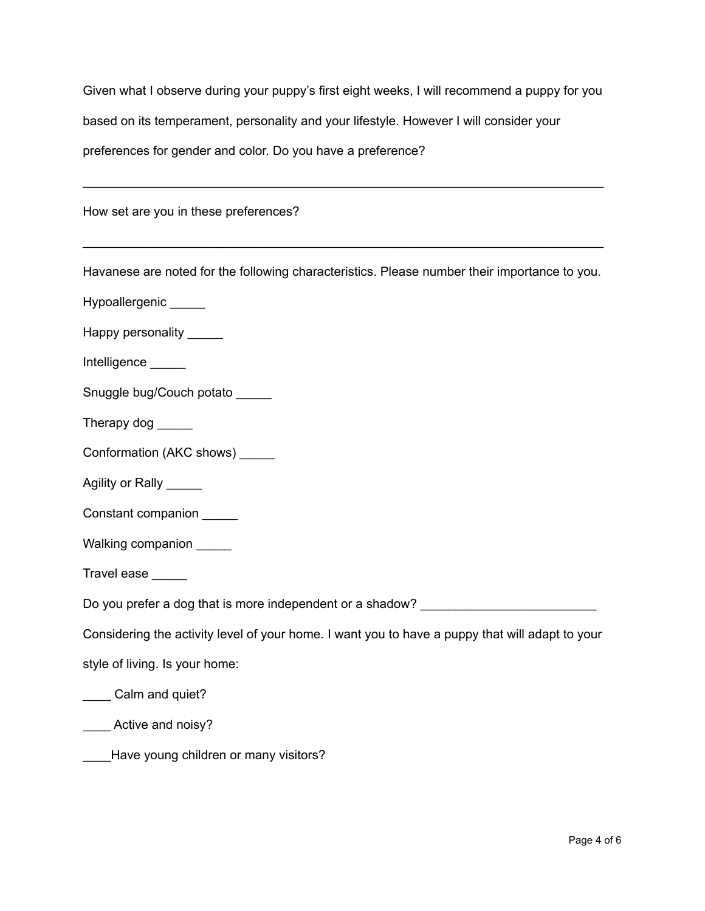Given what I observe during your puppy's first eight weeks, I will recommend a puppy for you based on its temperament, personality and your lifestyle. However I will consider your preferences for gender and color. Do you have a preference?

_____________________________________________________________________________

How set are you in these preferences?

_____________________________________________________________________________

Havanese are noted for the following characteristics. Please number their importance to you.

Hypoallergenic _____

Happy personality _____

Intelligence _____

Snuggle bug/Couch potato _____

Therapy dog _____

Conformation (AKC shows) _____

Agility or Rally _____

Constant companion _____

Walking companion _____

Travel ease _____

Do you prefer a dog that is more independent or a shadow? _________________________

Considering the activity level of your home. I want you to have a puppy that will adapt to your style of living. Is your home:

____ Calm and quiet?

____ Active and noisy?

____Have young children or many visitors?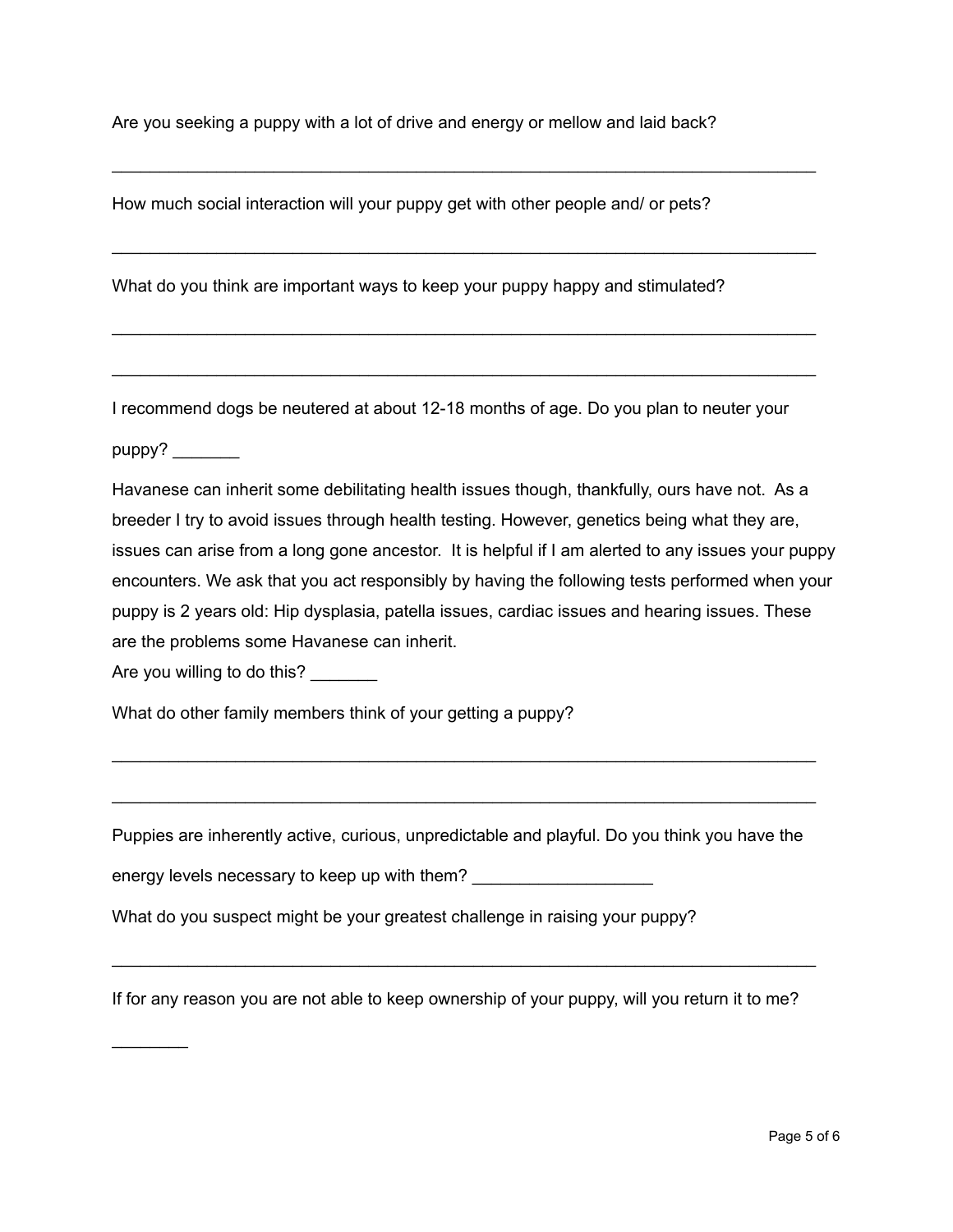Are you seeking a puppy with a lot of drive and energy or mellow and laid back?

___________________________________________________________________________

How much social interaction will your puppy get with other people and/ or pets?

___________________________________________________________________________

What do you think are important ways to keep your puppy happy and stimulated?

___________________________________________________________________________

___________________________________________________________________________

I recommend dogs be neutered at about 12-18 months of age. Do you plan to neuter your puppy? _______

Havanese can inherit some debilitating health issues though, thankfully, ours have not. As a breeder I try to avoid issues through health testing. However, genetics being what they are, issues can arise from a long gone ancestor. It is helpful if I am alerted to any issues your puppy encounters. We ask that you act responsibly by having the following tests performed when your puppy is 2 years old: Hip dysplasia, patella issues, cardiac issues and hearing issues. These are the problems some Havanese can inherit.

Are you willing to do this? _______

What do other family members think of your getting a puppy?

___________________________________________________________________________

___________________________________________________________________________

Puppies are inherently active, curious, unpredictable and playful. Do you think you have the energy levels necessary to keep up with them? ___________________

What do you suspect might be your greatest challenge in raising your puppy?

___________________________________________________________________________

If for any reason you are not able to keep ownership of your puppy, will you return it to me?

________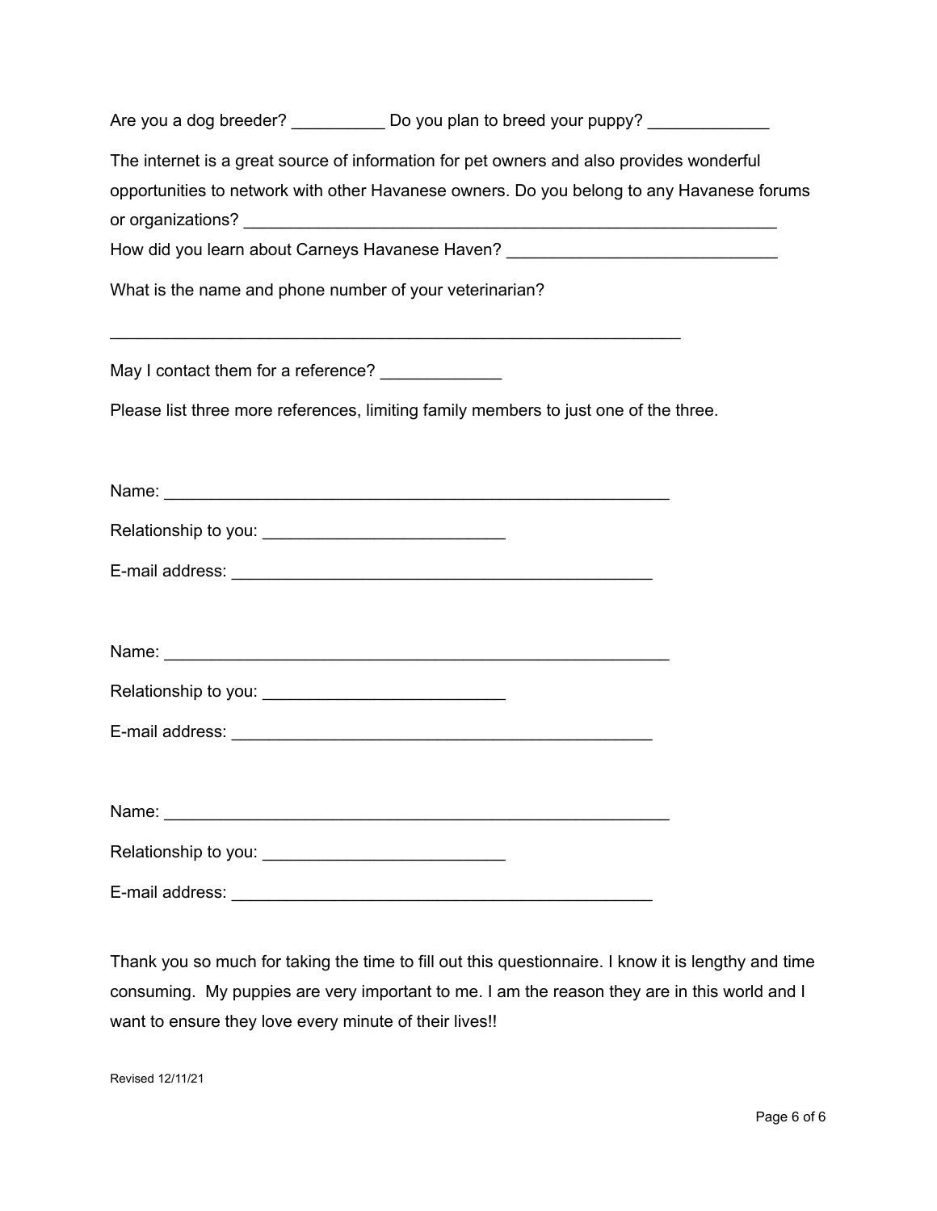Are you a dog breeder? __________ Do you plan to breed your puppy? _____________

The internet is a great source of information for pet owners and also provides wonderful opportunities to network with other Havanese owners. Do you belong to any Havanese forums or organizations? ___________________________________________________________

How did you learn about Carneys Havanese Haven? ____________________________

What is the name and phone number of your veterinarian?

_______________________________________________________________

May I contact them for a reference? ____________

Please list three more references, limiting family members to just one of the three.

Name: _______________________________________________________

Relationship to you: __________________________

E-mail address: ______________________________________________

Name: _______________________________________________________

Relationship to you: __________________________

E-mail address: ______________________________________________

Name: _______________________________________________________

Relationship to you: __________________________

E-mail address: ______________________________________________

Thank you so much for taking the time to fill out this questionnaire. I know it is lengthy and time consuming. My puppies are very important to me. I am the reason they are in this world and I want to ensure they love every minute of their lives!!

Revised 12/11/21